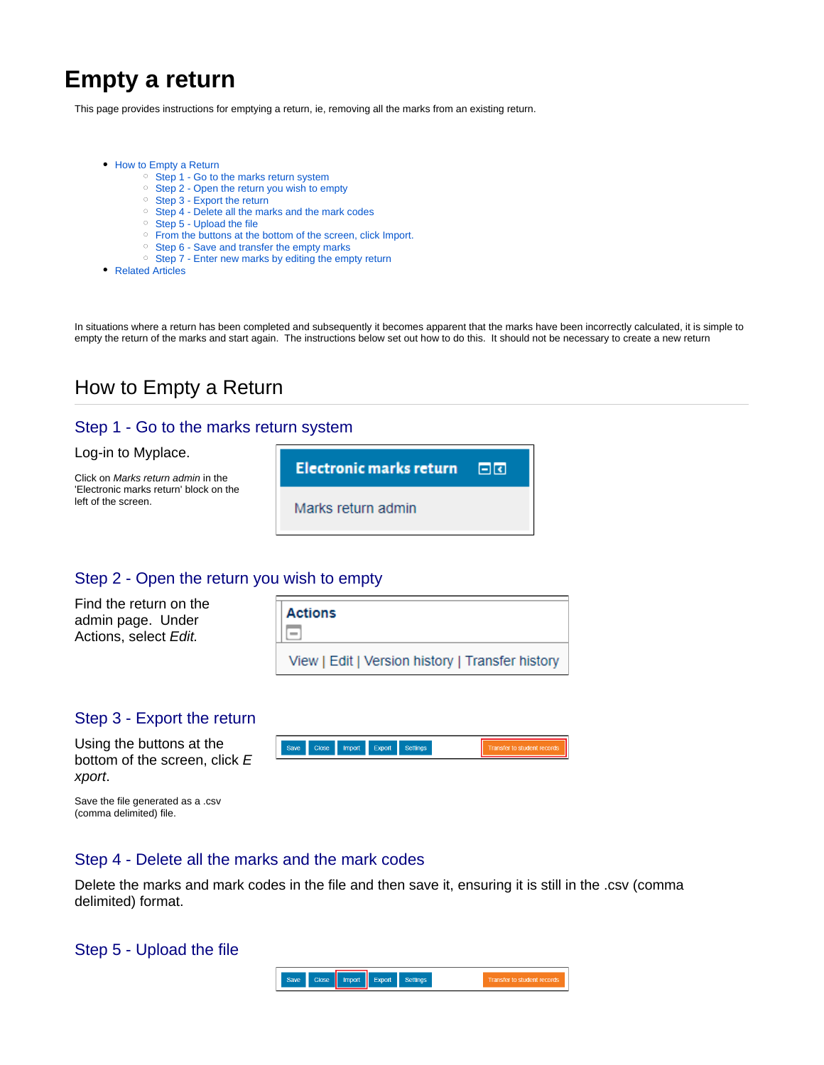# Empty a return

This page provides instructions for emptying a return, ie, removing all the marks from an existing return.

- How to Empty a Return
  - Step 1 - Go to the marks return system
  - Step 2 - Open the return you wish to empty
  - Step 3 - Export the return
  - Step 4 - Delete all the marks and the mark codes
  - Step 5 - Upload the file
  - From the buttons at the bottom of the screen, click Import.
  - Step 6 - Save and transfer the empty marks
  - Step 7 - Enter new marks by editing the empty return
- Related Articles

In situations where a return has been completed and subsequently it becomes apparent that the marks have been incorrectly calculated, it is simple to empty the return of the marks and start again. The instructions below set out how to do this. It should not be necessary to create a new return

## How to Empty a Return

### Step 1 - Go to the marks return system

Log-in to Myplace.

Click on *Marks return admin* in the 'Electronic marks return' block on the left of the screen.

### Step 2 - Open the return you wish to empty

Find the return on the admin page. Under Actions, select *Edit.*

### Step 3 - Export the return

Using the buttons at the bottom of the screen, click *Export*.

Save the file generated as a .csv (comma delimited) file.

### Step 4 - Delete all the marks and the mark codes

Delete the marks and mark codes in the file and then save it, ensuring it is still in the .csv (comma delimited) format.

### Step 5 - Upload the file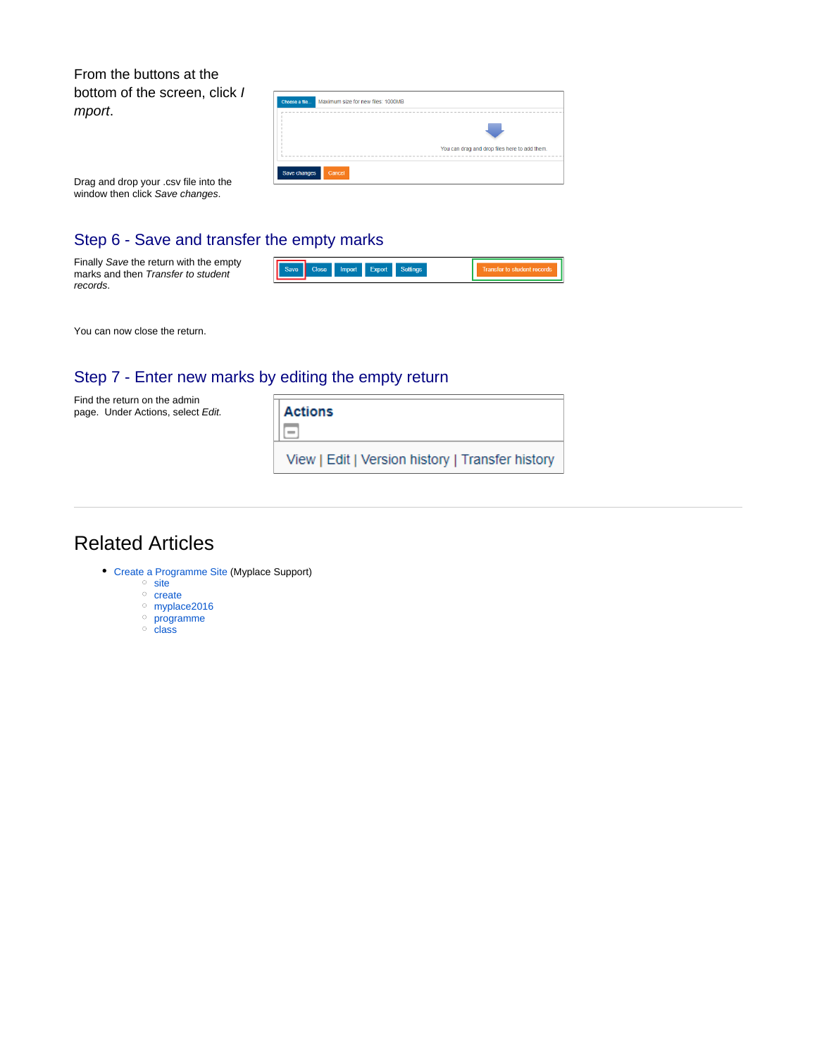From the buttons at the bottom of the screen, click *Import*.

Drag and drop your .csv file into the window then click *Save changes*.

## Step 6 - Save and transfer the empty marks

Finally *Save* the return with the empty marks and then *Transfer to student records*.

You can now close the return.

## Step 7 - Enter new marks by editing the empty return

Find the return on the admin page. Under Actions, select *Edit*.

# Related Articles

- Create a Programme Site (Myplace Support)
  - site
  - create
  - myplace2016
  - programme
  - class